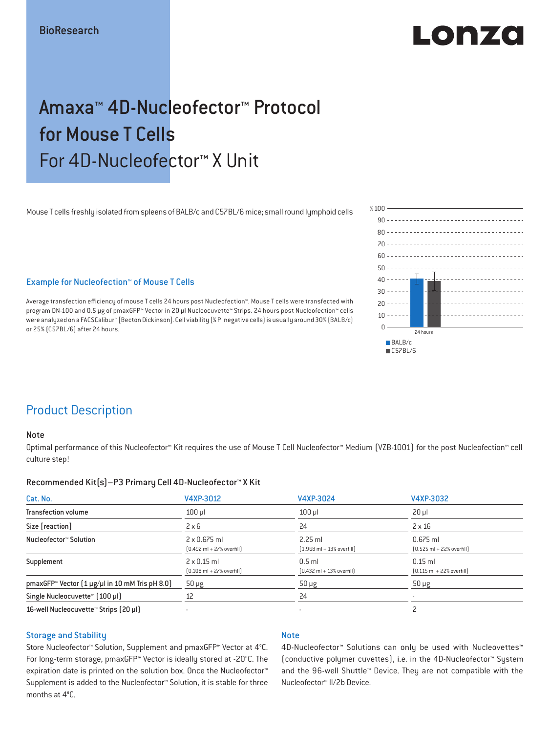BioResearch

# Amaxa™ 4D-Nucleofector™ Protocol for Mouse T Cells
## For 4D-Nucleofector™ X Unit

Mouse T cells freshly isolated from spleens of BALB/c and C57BL/6 mice; small round lymphoid cells

### Example for Nucleofection™ of Mouse T Cells

Average transfection efficiency of mouse T cells 24 hours post Nucleofection™. Mouse T cells were transfected with program DN-100 and 0.5 µg of pmaxGFP™ Vector in 20 µl Nucleocuvette™ Strips. 24 hours post Nucleofection™ cells were analyzed on a FACSCalibur™ [Becton Dickinson]. Cell viability (% PI negative cells) is usually around 30% (BALB/c) or 25% (C57BL/6) after 24 hours.

## Product Description

### Note

Optimal performance of this Nucleofector™ Kit requires the use of Mouse T Cell Nucleofector™ Medium (VZB-1001) for the post Nucleofection™ cell culture step!

### Recommended Kit(s)–P3 Primary Cell 4D-Nucleofector™ X Kit

| Cat. No. | V4XP-3012 | V4XP-3024 | V4XP-3032 |
|---|---|---|---|
| Transfection volume | 100 µl | 100 µl | 20 µl |
| Size [reaction] | 2 x 6 | 24 | 2 x 16 |
| Nucleofector™ Solution | 2 x 0.675 ml (0.492 ml + 27% overfill) | 2.25 ml (1.968 ml + 13% overfill) | 0.675 ml (0.525 ml + 22% overfill) |
| Supplement | 2 x 0.15 ml (0.108 ml + 27% overfill) | 0.5 ml (0.432 ml + 13% overfill) | 0.15 ml (0.115 ml + 22% overfill) |
| pmaxGFP™ Vector (1 µg/µl in 10 mM Tris pH 8.0) | 50 µg | 50 µg | 50 µg |
| Single Nucleocuvette™ (100 µl) | 12 | 24 | - |
| 16-well Nucleocuvette™ Strips (20 µl) | - | - | 2 |

### Storage and Stability

Store Nucleofector™ Solution, Supplement and pmaxGFP™ Vector at 4°C. For long-term storage, pmaxGFP™ Vector is ideally stored at -20°C. The expiration date is printed on the solution box. Once the Nucleofector™ Supplement is added to the Nucleofector™ Solution, it is stable for three months at 4°C.

### Note

4D-Nucleofector™ Solutions can only be used with Nucleovettes™ (conductive polymer cuvettes), i.e. in the 4D-Nucleofector™ System and the 96-well Shuttle™ Device. They are not compatible with the Nucleofector™ II/2b Device.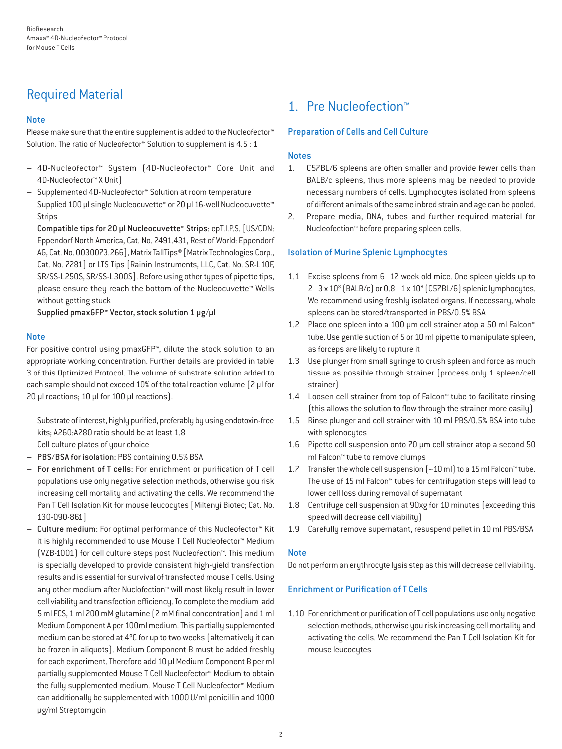## Required Material

### Note

Please make sure that the entire supplement is added to the Nucleofector™ Solution. The ratio of Nucleofector™ Solution to supplement is 4.5 : 1

- 4D-Nucleofector™ System (4D-Nucleofector™ Core Unit and 4D-Nucleofector™ X Unit)
- Supplemented 4D-Nucleofector™ Solution at room temperature
- Supplied 100 µl single Nucleocuvette™ or 20 µl 16-well Nucleocuvette™ Strips
- **Compatible tips for 20 µl Nucleocuvette™ Strips**: epT.I.P.S. [US/CDN: Eppendorf North America, Cat. No. 2491.431, Rest of World: Eppendorf AG, Cat. No. 0030073.266], Matrix TallTips® [Matrix Technologies Corp., Cat. No. 7281] or LTS Tips [Rainin Instruments, LLC, Cat. No. SR-L10F, SR/SS-L250S, SR/SS-L300S]. Before using other types of pipette tips, please ensure they reach the bottom of the Nucleocuvette™ Wells without getting stuck
- Supplied pmaxGFP™ Vector, stock solution 1 µg/µl

### Note

For positive control using pmaxGFP™, dilute the stock solution to an appropriate working concentration. Further details are provided in table 3 of this Optimized Protocol. The volume of substrate solution added to each sample should not exceed 10% of the total reaction volume (2 µl for 20 µl reactions; 10 µl for 100 µl reactions).

- Substrate of interest, highly purified, preferably by using endotoxin-free kits; A260:A280 ratio should be at least 1.8
- Cell culture plates of your choice
- **PBS/BSA for isolation**: PBS containing 0.5% BSA
- **For enrichment of T cells**: For enrichment or purification of T cell populations use only negative selection methods, otherwise you risk increasing cell mortality and activating the cells. We recommend the Pan T Cell Isolation Kit for mouse leucocytes [Miltenyi Biotec; Cat. No. 130-090-861]
- **Culture medium**: For optimal performance of this Nucleofector™ Kit it is highly recommended to use Mouse T Cell Nucleofector™ Medium (VZB-1001) for cell culture steps post Nucleofection™. This medium is specially developed to provide consistent high-yield transfection results and is essential for survival of transfected mouse T cells. Using any other medium after Nuclofection™ will most likely result in lower cell viability and transfection efficiency. To complete the medium add 5 ml FCS, 1 ml 200 mM glutamine (2 mM final concentration) and 1 ml Medium Component A per 100ml medium. This partially supplemented medium can be stored at 4°C for up to two weeks (alternatively it can be frozen in aliquots). Medium Component B must be added freshly for each experiment. Therefore add 10 µl Medium Component B per ml partially supplemented Mouse T Cell Nucleofector™ Medium to obtain the fully supplemented medium. Mouse T Cell Nucleofector™ Medium can additionally be supplemented with 1000 U/ml penicillin and 1000 µg/ml Streptomycin

## 1. Pre Nucleofection™

### Preparation of Cells and Cell Culture

#### Notes

1. C57BL/6 spleens are often smaller and provide fewer cells than BALB/c spleens, thus more spleens may be needed to provide necessary numbers of cells. Lymphocytes isolated from spleens of different animals of the same inbred strain and age can be pooled.
2. Prepare media, DNA, tubes and further required material for Nucleofection™ before preparing spleen cells.

### Isolation of Murine Splenic Lymphocytes

1.1 Excise spleens from 6–12 week old mice. One spleen yields up to $2–3 \times 10^8$ (BALB/c) or $0.8–1 \times 10^8$ (C57BL/6) splenic lymphocytes. We recommend using freshly isolated organs. If necessary, whole spleens can be stored/transported in PBS/0.5% BSA

1.2 Place one spleen into a 100 µm cell strainer atop a 50 ml Falcon™ tube. Use gentle suction of 5 or 10 ml pipette to manipulate spleen, as forceps are likely to rupture it

1.3 Use plunger from small syringe to crush spleen and force as much tissue as possible through strainer (process only 1 spleen/cell strainer)

1.4 Loosen cell strainer from top of Falcon™ tube to facilitate rinsing (this allows the solution to flow through the strainer more easily)

1.5 Rinse plunger and cell strainer with 10 ml PBS/0.5% BSA into tube with splenocytes

1.6 Pipette cell suspension onto 70 µm cell strainer atop a second 50 ml Falcon™ tube to remove clumps

1.7 Transfer the whole cell suspension (~10 ml) to a 15 ml Falcon™ tube. The use of 15 ml Falcon™ tubes for centrifugation steps will lead to lower cell loss during removal of supernatant

1.8 Centrifuge cell suspension at 90xg for 10 minutes (exceeding this speed will decrease cell viability)

1.9 Carefully remove supernatant, resuspend pellet in 10 ml PBS/BSA

#### Note

Do not perform an erythrocyte lysis step as this will decrease cell viability.

### Enrichment or Purification of T Cells

1.10 For enrichment or purification of T cell populations use only negative selection methods, otherwise you risk increasing cell mortality and activating the cells. We recommend the Pan T Cell Isolation Kit for mouse leucocytes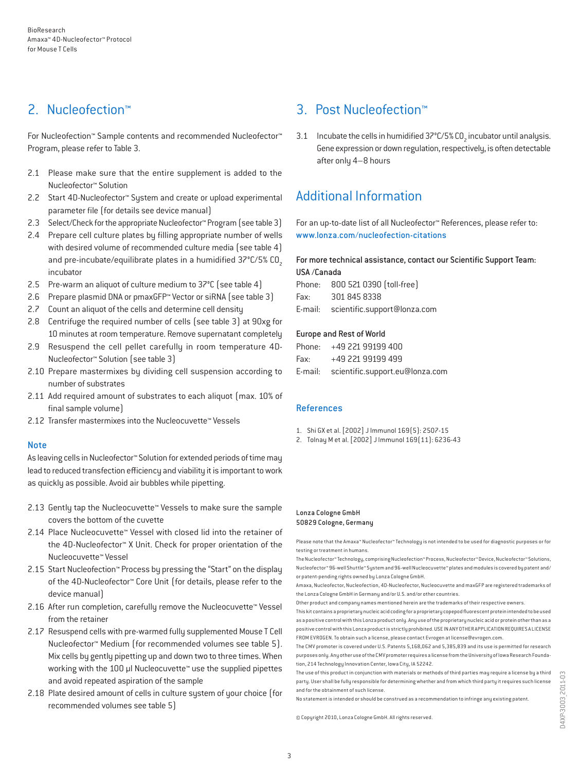## 2. Nucleofection™

For Nucleofection™ Sample contents and recommended Nucleofector™ Program, please refer to Table 3.

2.1 Please make sure that the entire supplement is added to the Nucleofector™ Solution
2.2 Start 4D-Nucleofector™ System and create or upload experimental parameter file (for details see device manual)
2.3 Select/Check for the appropriate Nucleofector™ Program (see table 3)
2.4 Prepare cell culture plates by filling appropriate number of wells with desired volume of recommended culture media (see table 4) and pre-incubate/equilibrate plates in a humidified 37°C/5% $CO_2$ incubator
2.5 Pre-warm an aliquot of culture medium to 37°C (see table 4)
2.6 Prepare plasmid DNA or pmaxGFP™ Vector or siRNA (see table 3)
2.7 Count an aliquot of the cells and determine cell density
2.8 Centrifuge the required number of cells (see table 3) at 90xg for 10 minutes at room temperature. Remove supernatant completely
2.9 Resuspend the cell pellet carefully in room temperature 4D-Nucleofector™ Solution (see table 3)
2.10 Prepare mastermixes by dividing cell suspension according to number of substrates
2.11 Add required amount of substrates to each aliquot (max. 10% of final sample volume)
2.12 Transfer mastermixes into the Nucleocuvette™ Vessels

### Note

As leaving cells in Nucleofector™ Solution for extended periods of time may lead to reduced transfection efficiency and viability it is important to work as quickly as possible. Avoid air bubbles while pipetting.

2.13 Gently tap the Nucleocuvette™ Vessels to make sure the sample covers the bottom of the cuvette
2.14 Place Nucleocuvette™ Vessel with closed lid into the retainer of the 4D-Nucleofector™ X Unit. Check for proper orientation of the Nucleocuvette™ Vessel
2.15 Start Nucleofection™ Process by pressing the "Start" on the display of the 4D-Nucleofector™ Core Unit (for details, please refer to the device manual)
2.16 After run completion, carefully remove the Nucleocuvette™ Vessel from the retainer
2.17 Resuspend cells with pre-warmed fully supplemented Mouse T Cell Nucleofector™ Medium (for recommended volumes see table 5). Mix cells by gently pipetting up and down two to three times. When working with the 100 µl Nucleocuvette™ use the supplied pipettes and avoid repeated aspiration of the sample
2.18 Plate desired amount of cells in culture system of your choice (for recommended volumes see table 5)

## 3. Post Nucleofection™

3.1 Incubate the cells in humidified 37°C/5% $CO_2$ incubator until analysis. Gene expression or down regulation, respectively, is often detectable after only 4–8 hours

## Additional Information

For an up-to-date list of all Nucleofector™ References, please refer to:
www.lonza.com/nucleofection-citations

**For more technical assistance, contact our Scientific Support Team:**
**USA /Canada**

Phone: 800 521 0390 (toll-free)
Fax: 301 845 8338
E-mail: scientific.support@lonza.com

**Europe and Rest of World**

Phone: +49 221 99199 400
Fax: +49 221 99199 499
E-mail: scientific.support.eu@lonza.com

### References

1. Shi GX et al. (2002) J Immunol 169(5): 2507-15
2. Tolnay M et al. (2002) J Immunol 169(11): 6236-43

Lonza Cologne GmbH
50829 Cologne, Germany

Please note that the Amaxa™ Nucleofector™ Technology is not intended to be used for diagnostic purposes or for testing or treatment in humans.
The Nucleofector™ Technology, comprising Nucleofection™ Process, Nucleofector™ Device, Nucleofector™ Solutions, Nucleofector™ 96-well Shuttle™ System and 96-well Nucleocuvette™ plates and modules is covered by patent and/or patent-pending rights owned by Lonza Cologne GmbH.
Amaxa, Nucleofector, Nucleofection, 4D-Nucleofector, Nucleocuvette and maxGFP are registered trademarks of the Lonza Cologne GmbH in Germany and/or U.S. and/or other countries.
Other product and company names mentioned herein are the trademarks of their respective owners.
This kit contains a proprietary nucleic acid coding for a proprietary copepod fluorescent protein intended to be used as a positive control with this Lonza product only. Any use of the proprietary nucleic acid or protein other than as a positive control with this Lonza product is strictly prohibited. USE IN ANY OTHER APPLICATION REQUIRES A LICENSE FROM EVROGEN. To obtain such a license, please contact Evrogen at license@evrogen.com.
The CMV promoter is covered under U.S. Patents 5,168,062 and 5,385,839 and its use is permitted for research purposes only. Any other use of the CMV promoter requires a license from the University of Iowa Research Foundation, 214 Technology Innovation Center, Iowa City, IA 52242.
The use of this product in conjunction with materials or methods of third parties may require a license by a third party. User shall be fully responsible for determining whether and from which third party it requires such license and for the obtainment of such license.
No statement is intended or should be construed as a recommendation to infringe any existing patent.

© Copyright 2010, Lonza Cologne GmbH. All rights reserved.

D4XP-3003_2011-03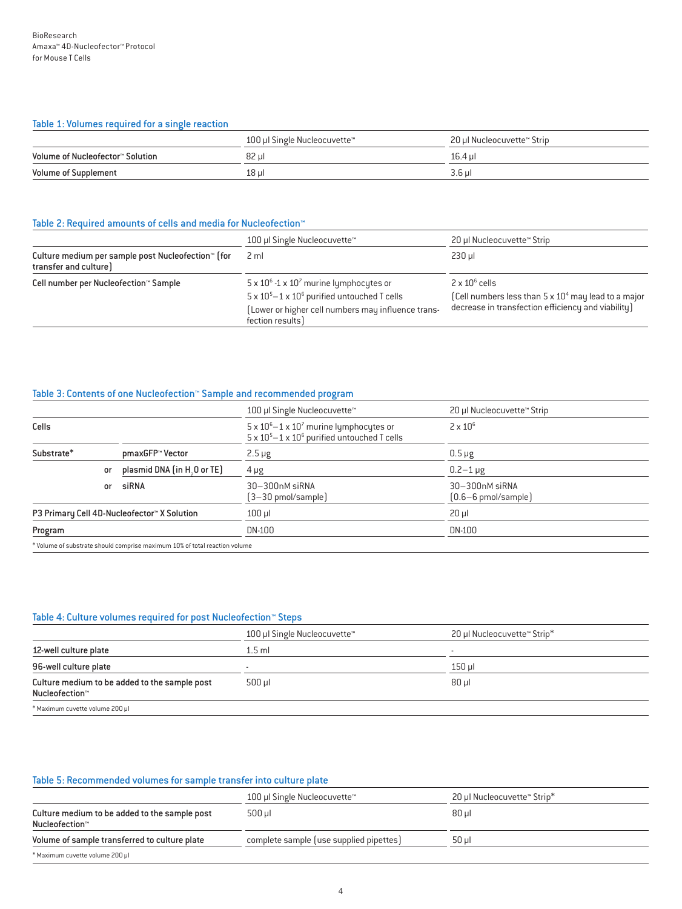### Table 1: Volumes required for a single reaction

| | 100 µl Single Nucleocuvette™ | 20 µl Nucleocuvette™ Strip |
|---|---|---|
| Volume of Nucleofector™ Solution | 82 µl | 16.4 µl |
| Volume of Supplement | 18 µl | 3.6 µl |

### Table 2: Required amounts of cells and media for Nucleofection™

| | 100 µl Single Nucleocuvette™ | 20 µl Nucleocuvette™ Strip |
|---|---|---|
| Culture medium per sample post Nucleofection™ (for transfer and culture) | 2 ml | 230 µl |
| Cell number per Nucleofection™ Sample | $5 \times 10^6$ -1 x $10^7$ murine lymphocytes or<br>$5 \times 10^5$–1 x $10^6$ purified untouched T cells<br>(Lower or higher cell numbers may influence transfection results) | $2 \times 10^6$ cells<br>(Cell numbers less than $5 \times 10^4$ may lead to a major decrease in transfection efficiency and viability) |

### Table 3: Contents of one Nucleofection™ Sample and recommended program

| | | 100 µl Single Nucleocuvette™ | 20 µl Nucleocuvette™ Strip |
|---|---|---|---|
| Cells | | $5 \times 10^6$–1 x $10^7$ murine lymphocytes or<br>$5 \times 10^5$–1 x $10^6$ purified untouched T cells | $2 \times 10^6$ |
| Substrate* | pmaxGFP™ Vector | 2.5 µg | 0.5 µg |
| or | plasmid DNA (in $H_2O$ or TE) | 4 µg | 0.2–1 µg |
| or | siRNA | 30–300nM siRNA<br>(3–30 pmol/sample) | 30–300nM siRNA<br>(0.6–6 pmol/sample) |
| P3 Primary Cell 4D-Nucleofector™ X Solution | | 100 µl | 20 µl |
| Program | | DN-100 | DN-100 |

\* Volume of substrate should comprise maximum 10% of total reaction volume

### Table 4: Culture volumes required for post Nucleofection™ Steps

| | 100 µl Single Nucleocuvette™ | 20 µl Nucleocuvette™ Strip* |
|---|---|---|
| 12-well culture plate | 1.5 ml | - |
| 96-well culture plate | - | 150 µl |
| Culture medium to be added to the sample post Nucleofection™ | 500 µl | 80 µl |

\* Maximum cuvette volume 200 µl

### Table 5: Recommended volumes for sample transfer into culture plate

| | 100 µl Single Nucleocuvette™ | 20 µl Nucleocuvette™ Strip* |
|---|---|---|
| Culture medium to be added to the sample post Nucleofection™ | 500 µl | 80 µl |
| Volume of sample transferred to culture plate | complete sample (use supplied pipettes) | 50 µl |

\* Maximum cuvette volume 200 µl